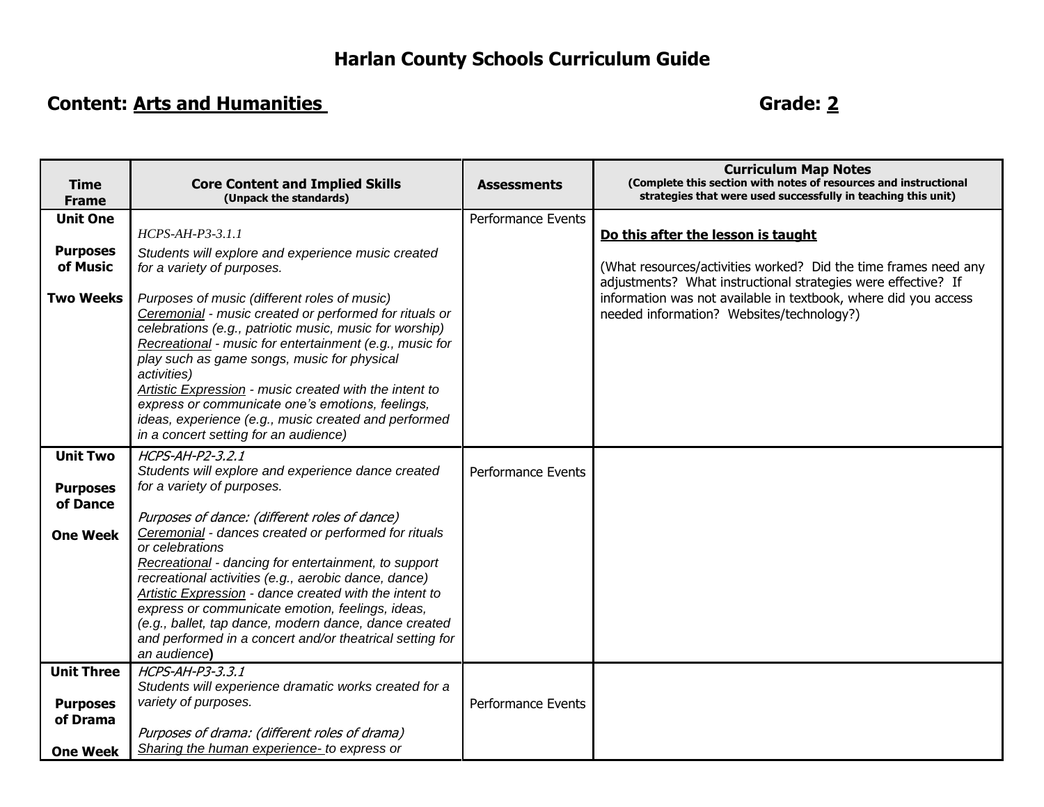# Harlan County Schools Curriculum Guide

**Content: Arts and Humanities** **Grade: 2**

| Time Frame | Core Content and Implied Skills (Unpack the standards) | Assessments | Curriculum Map Notes (Complete this section with notes of resources and instructional strategies that were used successfully in teaching this unit) |
|---|---|---|---|
| **Unit One**<br><br>**Purposes of Music**<br><br>**Two Weeks** | *HCPS-AH-P3-3.1.1*<br>*Students will explore and experience music created for a variety of purposes.*<br><br>*Purposes of music (different roles of music)*<br>*<u>Ceremonial</u> - music created or performed for rituals or celebrations (e.g., patriotic music, music for worship)*<br>*<u>Recreational</u> - music for entertainment (e.g., music for play such as game songs, music for physical activities)*<br>*<u>Artistic Expression</u> - music created with the intent to express or communicate one's emotions, feelings, ideas, experience (e.g., music created and performed in a concert setting for an audience)* | Performance Events | **<u>Do this after the lesson is taught</u>**<br><br>(What resources/activities worked? Did the time frames need any adjustments? What instructional strategies were effective? If information was not available in textbook, where did you access needed information? Websites/technology?) |
| **Unit Two**<br><br>**Purposes of Dance**<br><br>**One Week** | *HCPS-AH-P2-3.2.1*<br>*Students will explore and experience dance created for a variety of purposes.*<br><br>*Purposes of dance: (different roles of dance)*<br>*<u>Ceremonial</u> - dances created or performed for rituals or celebrations*<br>*<u>Recreational</u> - dancing for entertainment, to support recreational activities (e.g., aerobic dance, dance)*<br>*<u>Artistic Expression</u> - dance created with the intent to express or communicate emotion, feelings, ideas, (e.g., ballet, tap dance, modern dance, dance created and performed in a concert and/or theatrical setting for an audience***)** | Performance Events | |
| **Unit Three**<br><br>**Purposes of Drama**<br><br>**One Week** | *HCPS-AH-P3-3.3.1*<br>*Students will experience dramatic works created for a variety of purposes.*<br><br>*Purposes of drama: (different roles of drama)*<br>*<u>Sharing the human experience-</u> to express or* | Performance Events | |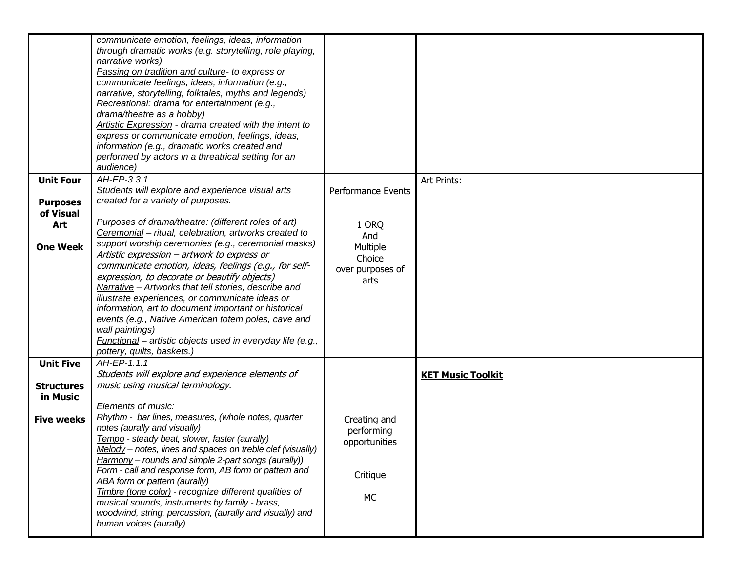| | | | |
|---|---|---|---|
| | *communicate emotion, feelings, ideas, information through dramatic works (e.g. storytelling, role playing, narrative works)*<br>*Passing on tradition and culture- to express or communicate feelings, ideas, information (e.g., narrative, storytelling, folktales, myths and legends)*<br>*Recreational: drama for entertainment (e.g., drama/theatre as a hobby)*<br>*Artistic Expression - drama created with the intent to express or communicate emotion, feelings, ideas, information (e.g., dramatic works created and performed by actors in a threatrical setting for an audience)* | | |
| **Unit Four**<br><br>**Purposes of Visual Art**<br><br>**One Week** | *AH-EP-3.3.1*<br>*Students will explore and experience visual arts created for a variety of purposes.*<br><br>*Purposes of drama/theatre: (different roles of art)*<br>*Ceremonial – ritual, celebration, artworks created to support worship ceremonies (e.g., ceremonial masks)*<br>*Artistic expression – artwork to express or communicate emotion, ideas, feelings (e.g., for self-expression, to decorate or beautify objects)*<br>*Narrative – Artworks that tell stories, describe and illustrate experiences, or communicate ideas or information, art to document important or historical events (e.g., Native American totem poles, cave and wall paintings)*<br>*Functional – artistic objects used in everyday life (e.g., pottery, quilts, baskets.)* | Performance Events<br><br>1 ORQ<br>And<br>Multiple Choice<br>over purposes of arts | Art Prints: |
| **Unit Five**<br><br>**Structures in Music**<br><br>**Five weeks** | *AH-EP-1.1.1*<br>*Students will explore and experience elements of music using musical terminology.*<br><br>*Elements of music:*<br>*Rhythm - bar lines, measures, (whole notes, quarter notes (aurally and visually)*<br>*Tempo - steady beat, slower, faster (aurally)*<br>*Melody – notes, lines and spaces on treble clef (visually)*<br>*Harmony – rounds and simple 2-part songs (aurally))*<br>*Form - call and response form, AB form or pattern and ABA form or pattern (aurally)*<br>*Timbre (tone color) - recognize different qualities of musical sounds, instruments by family - brass, woodwind, string, percussion, (aurally and visually) and human voices (aurally)* | Creating and performing opportunities<br><br>Critique<br><br>MC | **KET Music Toolkit** |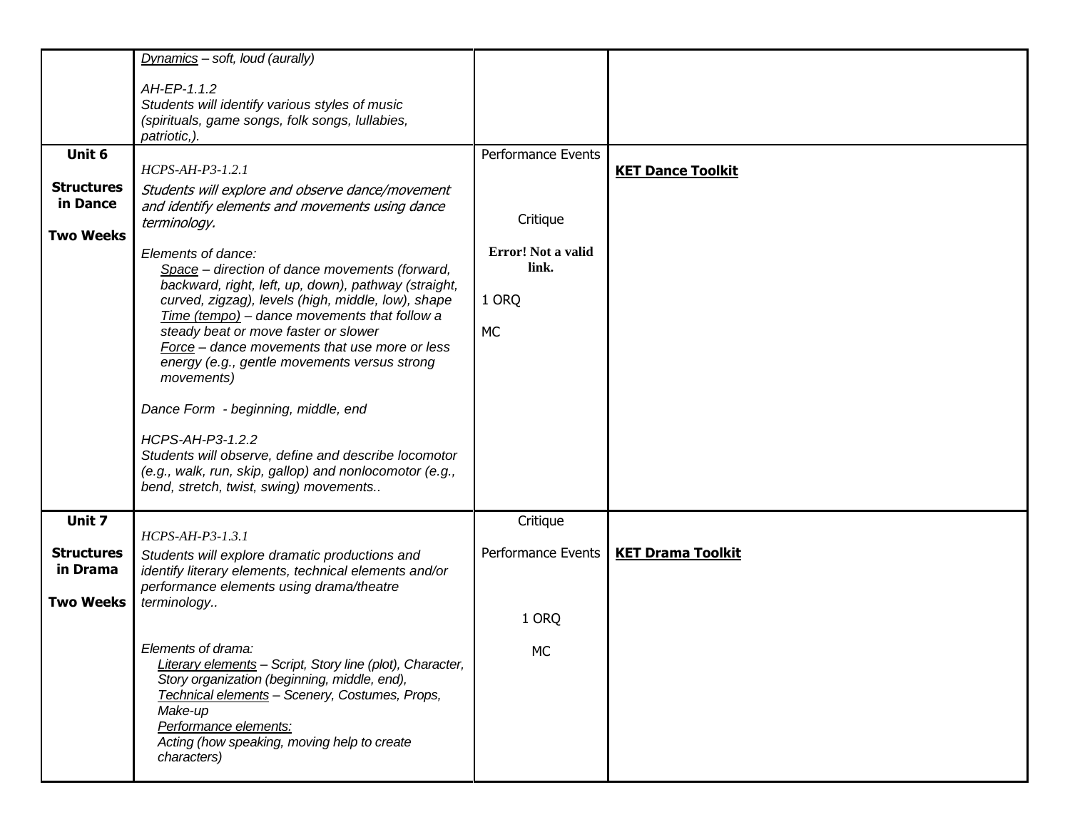| | | | |
|---|---|---|---|
| | *Dynamics – soft, loud (aurally)*<br><br>*AH-EP-1.1.2*<br>*Students will identify various styles of music (spirituals, game songs, folk songs, lullabies, patriotic,).* | | |
| **Unit 6**<br><br>**Structures in Dance**<br><br>**Two Weeks** | *HCPS-AH-P3-1.2.1*<br>*Students will explore and observe dance/movement and identify elements and movements using dance terminology.*<br><br>*Elements of dance:*<br>*Space – direction of dance movements (forward, backward, right, left, up, down), pathway (straight, curved, zigzag), levels (high, middle, low), shape*<br>*Time (tempo) – dance movements that follow a steady beat or move faster or slower*<br>*Force – dance movements that use more or less energy (e.g., gentle movements versus strong movements)*<br><br>*Dance Form - beginning, middle, end*<br><br>*HCPS-AH-P3-1.2.2*<br>*Students will observe, define and describe locomotor (e.g., walk, run, skip, gallop) and nonlocomotor (e.g., bend, stretch, twist, swing) movements..* | Performance Events<br><br>Critique<br><br>**Error! Not a valid link.**<br><br>1 ORQ<br><br>MC | **KET Dance Toolkit** |
| **Unit 7**<br><br>**Structures in Drama**<br><br>**Two Weeks** | *HCPS-AH-P3-1.3.1*<br>*Students will explore dramatic productions and identify literary elements, technical elements and/or performance elements using drama/theatre terminology..*<br><br>*Elements of drama:*<br>*Literary elements – Script, Story line (plot), Character, Story organization (beginning, middle, end),*<br>*Technical elements – Scenery, Costumes, Props, Make-up*<br>*Performance elements:*<br>*Acting (how speaking, moving help to create characters)* | Critique<br><br>Performance Events<br><br>1 ORQ<br><br>MC | **KET Drama Toolkit** |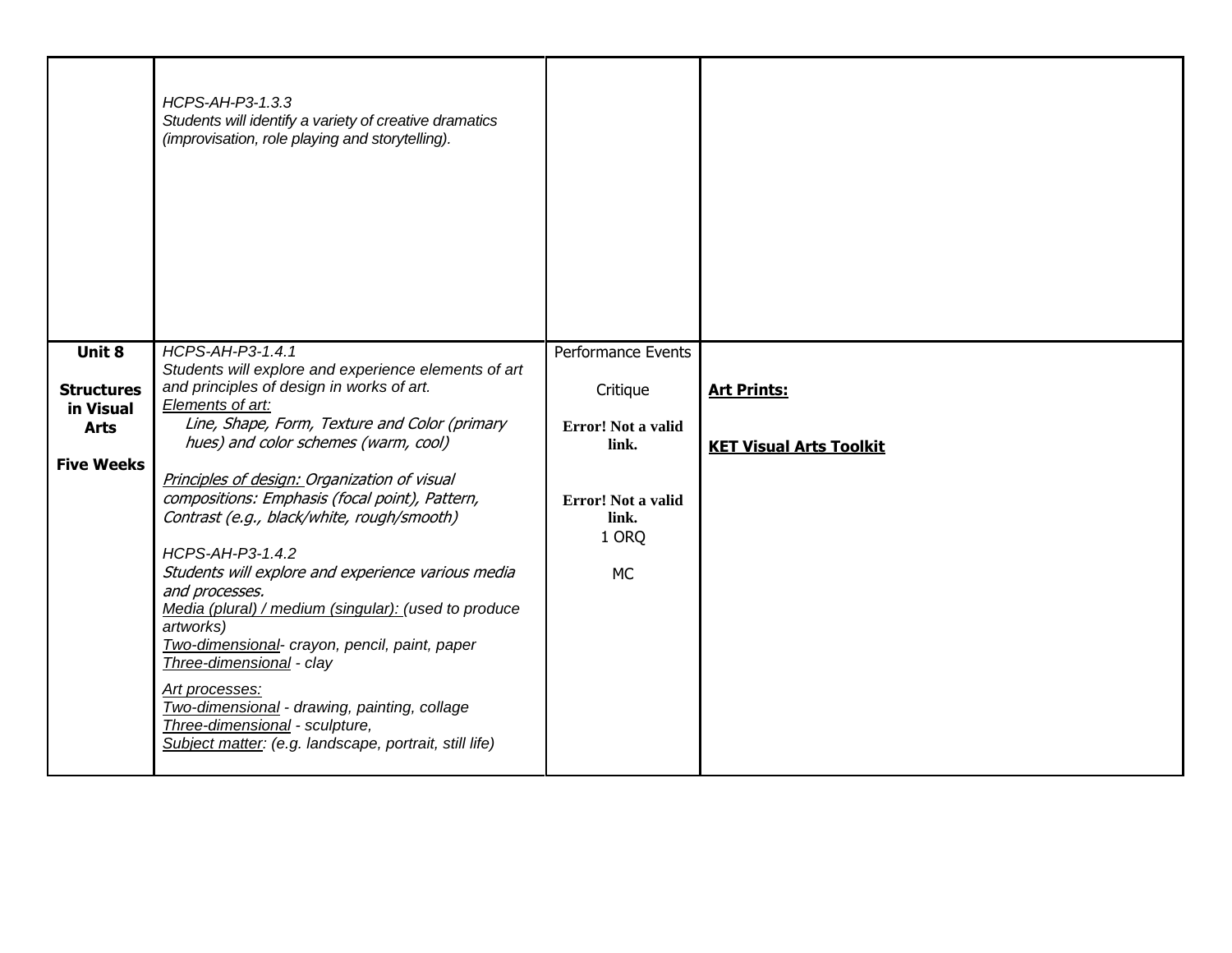| | | | |
|---|---|---|---|
| | *HCPS-AH-P3-1.3.3*<br>*Students will identify a variety of creative dramatics (improvisation, role playing and storytelling).* | | |
| **Unit 8**<br><br>**Structures in Visual Arts**<br><br>**Five Weeks** | *HCPS-AH-P3-1.4.1*<br>*Students will explore and experience elements of art and principles of design in works of art.*<br>*Elements of art:*<br>*Line, Shape, Form, Texture and Color (primary hues) and color schemes (warm, cool)*<br><br>*Principles of design: Organization of visual compositions: Emphasis (focal point), Pattern, Contrast (e.g., black/white, rough/smooth)*<br><br>*HCPS-AH-P3-1.4.2*<br>*Students will explore and experience various media and processes.*<br>*Media (plural) / medium (singular): (used to produce artworks)*<br>*Two-dimensional- crayon, pencil, paint, paper*<br>*Three-dimensional - clay*<br>*Art processes:*<br>*Two-dimensional - drawing, painting, collage*<br>*Three-dimensional - sculpture,*<br>*Subject matter: (e.g. landscape, portrait, still life)* | Performance Events<br><br>Critique<br><br>**Error! Not a valid link.**<br><br>**Error! Not a valid link.**<br>1 ORQ<br><br>MC | **Art Prints:**<br><br>**KET Visual Arts Toolkit** |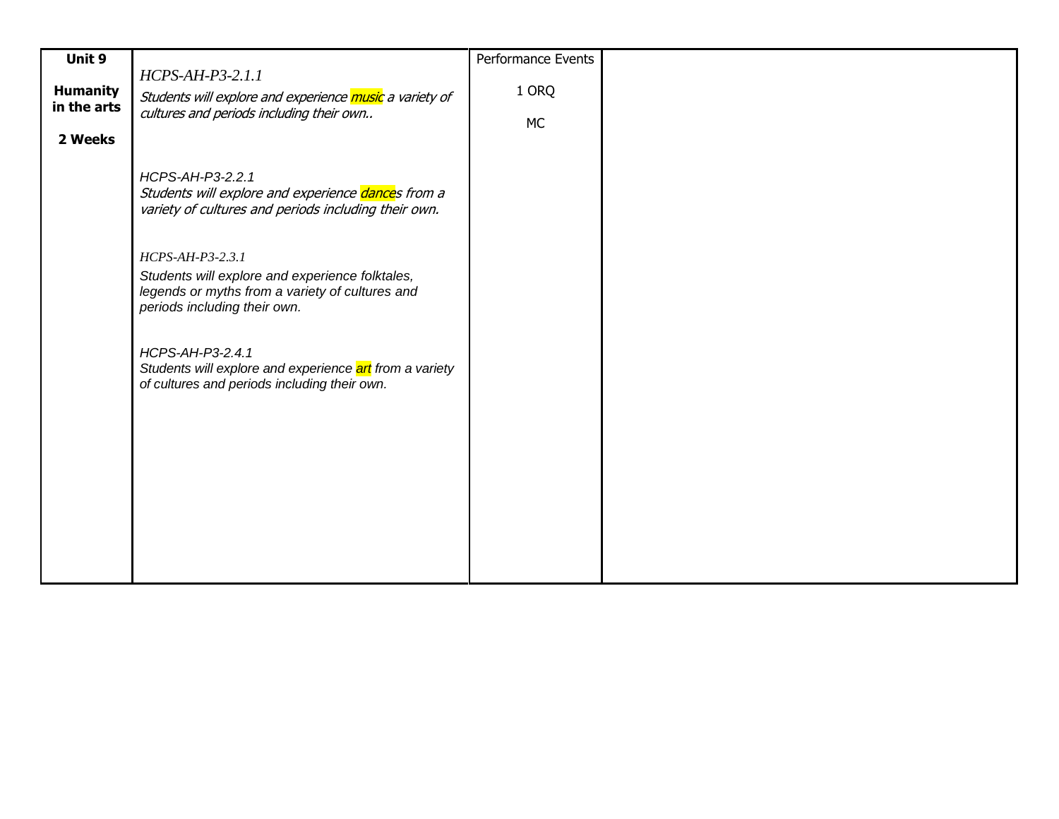| | | | |
|---|---|---|---|
| **Unit 9**<br><br>**Humanity in the arts**<br><br>**2 Weeks** | *HCPS-AH-P3-2.1.1*<br>*Students will explore and experience music a variety of cultures and periods including their own..*<br><br>*HCPS-AH-P3-2.2.1*<br>*Students will explore and experience dances from a variety of cultures and periods including their own.*<br><br>*HCPS-AH-P3-2.3.1*<br>*Students will explore and experience folktales, legends or myths from a variety of cultures and periods including their own.*<br><br>*HCPS-AH-P3-2.4.1*<br>*Students will explore and experience art from a variety of cultures and periods including their own.* | Performance Events<br><br>1 ORQ<br><br>MC | |